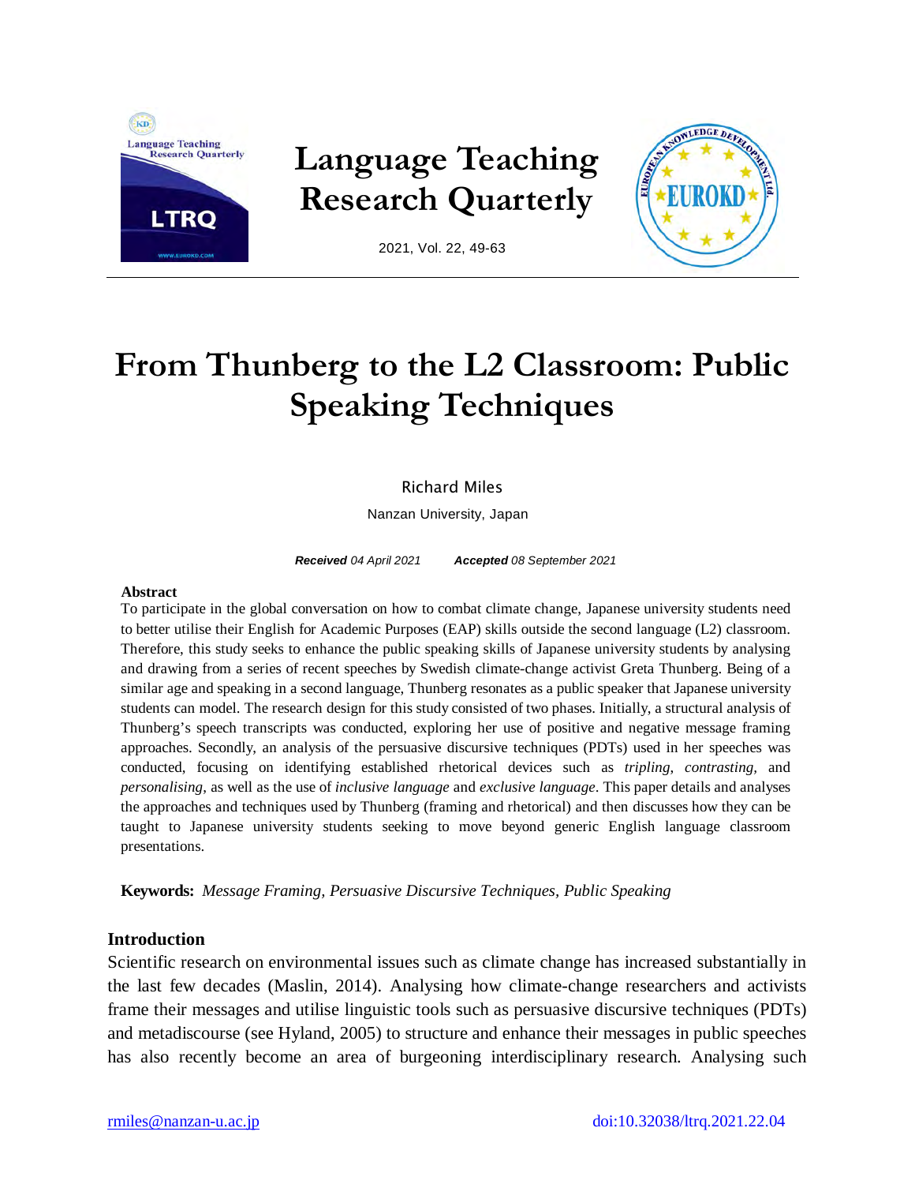# From Thunberg to the L2 Classroom: Public Speaking Techniques

Richard Miles

Nanzan University, Japan

***Received*** *04 April 2021* ***Accepted*** *08 September 2021*

**Abstract**

To participate in the global conversation on how to combat climate change, Japanese university students need to better utilise their English for Academic Purposes (EAP) skills outside the second language (L2) classroom. Therefore, this study seeks to enhance the public speaking skills of Japanese university students by analysing and drawing from a series of recent speeches by Swedish climate-change activist Greta Thunberg. Being of a similar age and speaking in a second language, Thunberg resonates as a public speaker that Japanese university students can model. The research design for this study consisted of two phases. Initially, a structural analysis of Thunberg's speech transcripts was conducted, exploring her use of positive and negative message framing approaches. Secondly, an analysis of the persuasive discursive techniques (PDTs) used in her speeches was conducted, focusing on identifying established rhetorical devices such as *tripling*, *contrasting*, and *personalising*, as well as the use of *inclusive language* and *exclusive language*. This paper details and analyses the approaches and techniques used by Thunberg (framing and rhetorical) and then discusses how they can be taught to Japanese university students seeking to move beyond generic English language classroom presentations.

**Keywords:** *Message Framing, Persuasive Discursive Techniques, Public Speaking*

## Introduction

Scientific research on environmental issues such as climate change has increased substantially in the last few decades (Maslin, 2014). Analysing how climate-change researchers and activists frame their messages and utilise linguistic tools such as persuasive discursive techniques (PDTs) and metadiscourse (see Hyland, 2005) to structure and enhance their messages in public speeches has also recently become an area of burgeoning interdisciplinary research. Analysing such

rmiles@nanzan-u.ac.jp doi:10.32038/ltrq.2021.22.04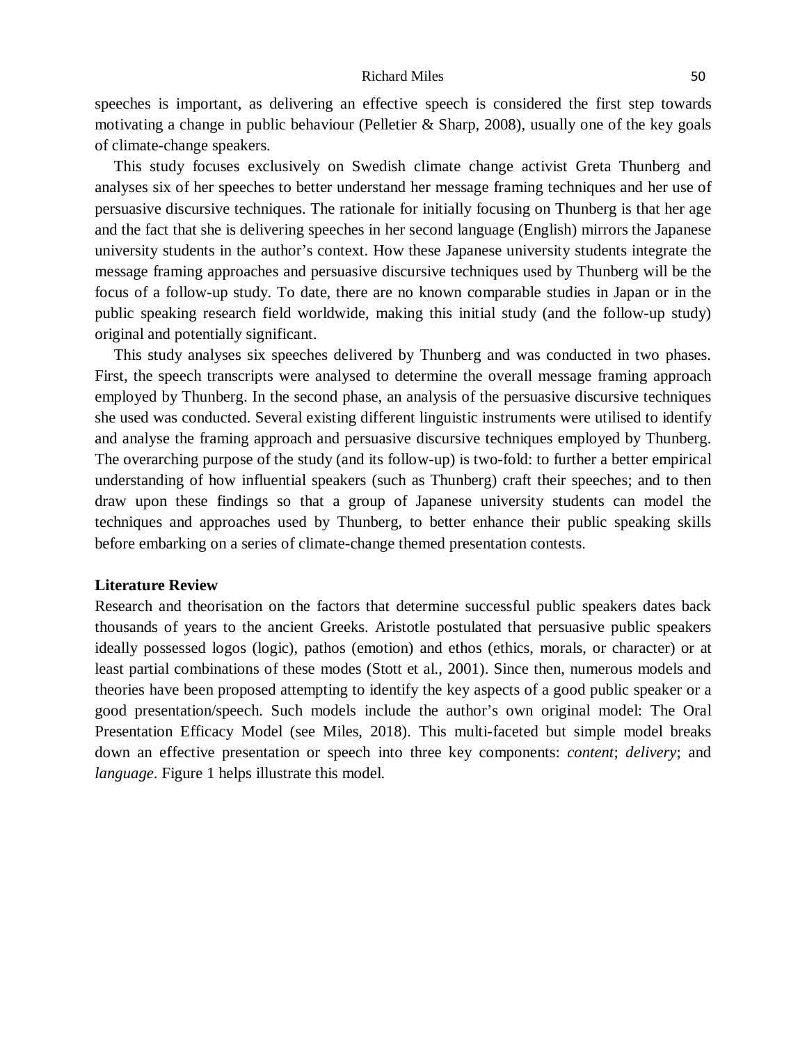speeches is important, as delivering an effective speech is considered the first step towards motivating a change in public behaviour (Pelletier & Sharp, 2008), usually one of the key goals of climate-change speakers.

This study focuses exclusively on Swedish climate change activist Greta Thunberg and analyses six of her speeches to better understand her message framing techniques and her use of persuasive discursive techniques. The rationale for initially focusing on Thunberg is that her age and the fact that she is delivering speeches in her second language (English) mirrors the Japanese university students in the author's context. How these Japanese university students integrate the message framing approaches and persuasive discursive techniques used by Thunberg will be the focus of a follow-up study. To date, there are no known comparable studies in Japan or in the public speaking research field worldwide, making this initial study (and the follow-up study) original and potentially significant.

This study analyses six speeches delivered by Thunberg and was conducted in two phases. First, the speech transcripts were analysed to determine the overall message framing approach employed by Thunberg. In the second phase, an analysis of the persuasive discursive techniques she used was conducted. Several existing different linguistic instruments were utilised to identify and analyse the framing approach and persuasive discursive techniques employed by Thunberg. The overarching purpose of the study (and its follow-up) is two-fold: to further a better empirical understanding of how influential speakers (such as Thunberg) craft their speeches; and to then draw upon these findings so that a group of Japanese university students can model the techniques and approaches used by Thunberg, to better enhance their public speaking skills before embarking on a series of climate-change themed presentation contests.

## Literature Review

Research and theorisation on the factors that determine successful public speakers dates back thousands of years to the ancient Greeks. Aristotle postulated that persuasive public speakers ideally possessed logos (logic), pathos (emotion) and ethos (ethics, morals, or character) or at least partial combinations of these modes (Stott et al., 2001). Since then, numerous models and theories have been proposed attempting to identify the key aspects of a good public speaker or a good presentation/speech. Such models include the author's own original model: The Oral Presentation Efficacy Model (see Miles, 2018). This multi-faceted but simple model breaks down an effective presentation or speech into three key components: *content*; *delivery*; and *language*. Figure 1 helps illustrate this model.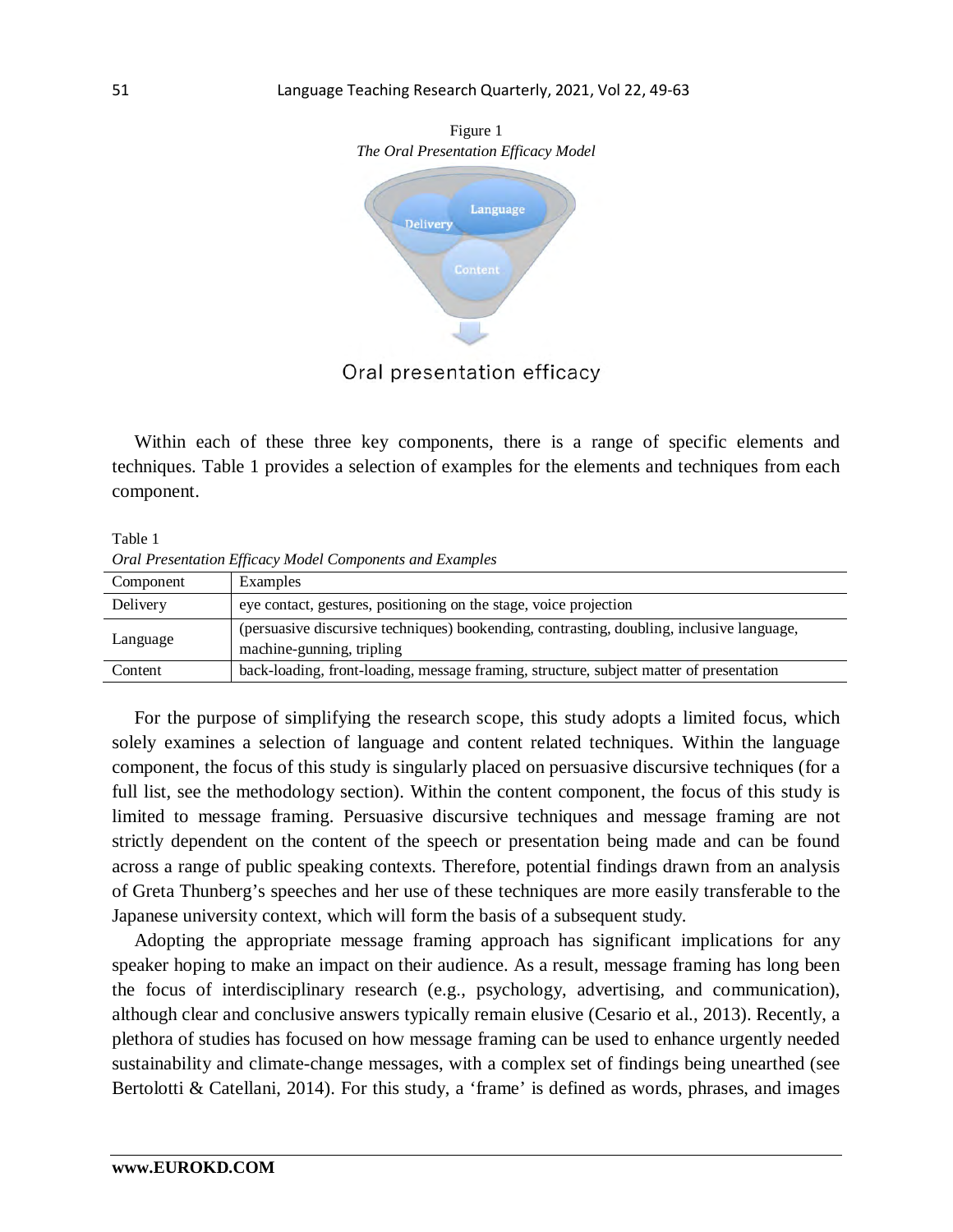Figure 1
*The Oral Presentation Efficacy Model*

Within each of these three key components, there is a range of specific elements and techniques. Table 1 provides a selection of examples for the elements and techniques from each component.

Table 1
*Oral Presentation Efficacy Model Components and Examples*

| Component | Examples |
|---|---|
| Delivery | eye contact, gestures, positioning on the stage, voice projection |
| Language | (persuasive discursive techniques) bookending, contrasting, doubling, inclusive language, machine-gunning, tripling |
| Content | back-loading, front-loading, message framing, structure, subject matter of presentation |

For the purpose of simplifying the research scope, this study adopts a limited focus, which solely examines a selection of language and content related techniques. Within the language component, the focus of this study is singularly placed on persuasive discursive techniques (for a full list, see the methodology section). Within the content component, the focus of this study is limited to message framing. Persuasive discursive techniques and message framing are not strictly dependent on the content of the speech or presentation being made and can be found across a range of public speaking contexts. Therefore, potential findings drawn from an analysis of Greta Thunberg's speeches and her use of these techniques are more easily transferable to the Japanese university context, which will form the basis of a subsequent study.

Adopting the appropriate message framing approach has significant implications for any speaker hoping to make an impact on their audience. As a result, message framing has long been the focus of interdisciplinary research (e.g., psychology, advertising, and communication), although clear and conclusive answers typically remain elusive (Cesario et al., 2013). Recently, a plethora of studies has focused on how message framing can be used to enhance urgently needed sustainability and climate-change messages, with a complex set of findings being unearthed (see Bertolotti & Catellani, 2014). For this study, a 'frame' is defined as words, phrases, and images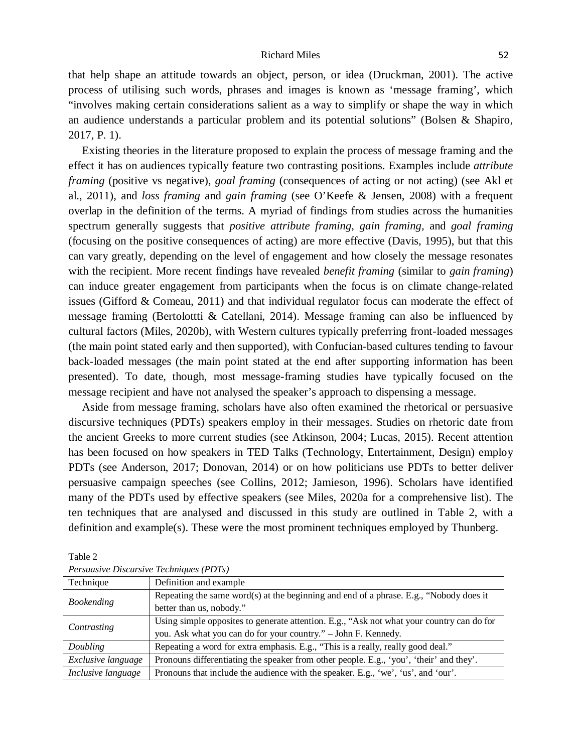that help shape an attitude towards an object, person, or idea (Druckman, 2001). The active process of utilising such words, phrases and images is known as 'message framing', which "involves making certain considerations salient as a way to simplify or shape the way in which an audience understands a particular problem and its potential solutions" (Bolsen & Shapiro, 2017, P. 1).

Existing theories in the literature proposed to explain the process of message framing and the effect it has on audiences typically feature two contrasting positions. Examples include *attribute framing* (positive vs negative), *goal framing* (consequences of acting or not acting) (see Akl et al., 2011), and *loss framing* and *gain framing* (see O'Keefe & Jensen, 2008) with a frequent overlap in the definition of the terms. A myriad of findings from studies across the humanities spectrum generally suggests that *positive attribute framing*, *gain framing*, and *goal framing* (focusing on the positive consequences of acting) are more effective (Davis, 1995), but that this can vary greatly, depending on the level of engagement and how closely the message resonates with the recipient. More recent findings have revealed *benefit framing* (similar to *gain framing*) can induce greater engagement from participants when the focus is on climate change-related issues (Gifford & Comeau, 2011) and that individual regulator focus can moderate the effect of message framing (Bertolottti & Catellani, 2014). Message framing can also be influenced by cultural factors (Miles, 2020b), with Western cultures typically preferring front-loaded messages (the main point stated early and then supported), with Confucian-based cultures tending to favour back-loaded messages (the main point stated at the end after supporting information has been presented). To date, though, most message-framing studies have typically focused on the message recipient and have not analysed the speaker's approach to dispensing a message.

Aside from message framing, scholars have also often examined the rhetorical or persuasive discursive techniques (PDTs) speakers employ in their messages. Studies on rhetoric date from the ancient Greeks to more current studies (see Atkinson, 2004; Lucas, 2015). Recent attention has been focused on how speakers in TED Talks (Technology, Entertainment, Design) employ PDTs (see Anderson, 2017; Donovan, 2014) or on how politicians use PDTs to better deliver persuasive campaign speeches (see Collins, 2012; Jamieson, 1996). Scholars have identified many of the PDTs used by effective speakers (see Miles, 2020a for a comprehensive list). The ten techniques that are analysed and discussed in this study are outlined in Table 2, with a definition and example(s). These were the most prominent techniques employed by Thunberg.

Table 2
*Persuasive Discursive Techniques (PDTs)*

| Technique | Definition and example |
|---|---|
| *Bookending* | Repeating the same word(s) at the beginning and end of a phrase. E.g., "Nobody does it better than us, nobody." |
| *Contrasting* | Using simple opposites to generate attention. E.g., "Ask not what your country can do for you. Ask what you can do for your country." – John F. Kennedy. |
| *Doubling* | Repeating a word for extra emphasis. E.g., "This is a really, really good deal." |
| *Exclusive language* | Pronouns differentiating the speaker from other people. E.g., 'you', 'their' and they'. |
| *Inclusive language* | Pronouns that include the audience with the speaker. E.g., 'we', 'us', and 'our'. |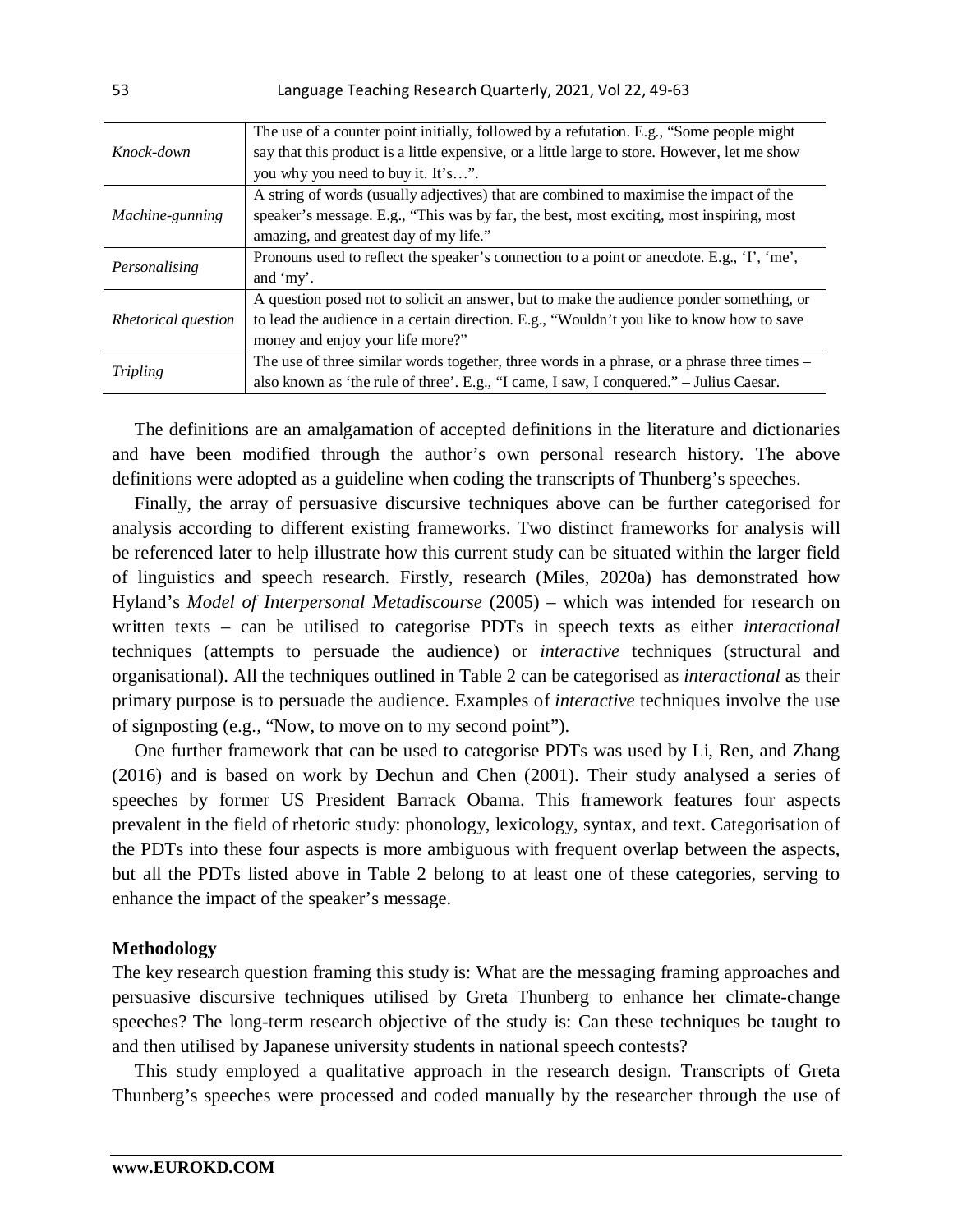| | |
|---|---|
| *Knock-down* | The use of a counter point initially, followed by a refutation. E.g., "Some people might say that this product is a little expensive, or a little large to store. However, let me show you why you need to buy it. It's…". |
| *Machine-gunning* | A string of words (usually adjectives) that are combined to maximise the impact of the speaker's message. E.g., "This was by far, the best, most exciting, most inspiring, most amazing, and greatest day of my life." |
| *Personalising* | Pronouns used to reflect the speaker's connection to a point or anecdote. E.g., 'I', 'me', and 'my'. |
| *Rhetorical question* | A question posed not to solicit an answer, but to make the audience ponder something, or to lead the audience in a certain direction. E.g., "Wouldn't you like to know how to save money and enjoy your life more?" |
| *Tripling* | The use of three similar words together, three words in a phrase, or a phrase three times – also known as 'the rule of three'. E.g., "I came, I saw, I conquered." – Julius Caesar. |

The definitions are an amalgamation of accepted definitions in the literature and dictionaries and have been modified through the author's own personal research history. The above definitions were adopted as a guideline when coding the transcripts of Thunberg's speeches.

Finally, the array of persuasive discursive techniques above can be further categorised for analysis according to different existing frameworks. Two distinct frameworks for analysis will be referenced later to help illustrate how this current study can be situated within the larger field of linguistics and speech research. Firstly, research (Miles, 2020a) has demonstrated how Hyland's *Model of Interpersonal Metadiscourse* (2005) – which was intended for research on written texts – can be utilised to categorise PDTs in speech texts as either *interactional* techniques (attempts to persuade the audience) or *interactive* techniques (structural and organisational). All the techniques outlined in Table 2 can be categorised as *interactional* as their primary purpose is to persuade the audience. Examples of *interactive* techniques involve the use of signposting (e.g., "Now, to move on to my second point").

One further framework that can be used to categorise PDTs was used by Li, Ren, and Zhang (2016) and is based on work by Dechun and Chen (2001). Their study analysed a series of speeches by former US President Barrack Obama. This framework features four aspects prevalent in the field of rhetoric study: phonology, lexicology, syntax, and text. Categorisation of the PDTs into these four aspects is more ambiguous with frequent overlap between the aspects, but all the PDTs listed above in Table 2 belong to at least one of these categories, serving to enhance the impact of the speaker's message.

**Methodology**

The key research question framing this study is: What are the messaging framing approaches and persuasive discursive techniques utilised by Greta Thunberg to enhance her climate-change speeches? The long-term research objective of the study is: Can these techniques be taught to and then utilised by Japanese university students in national speech contests?

This study employed a qualitative approach in the research design. Transcripts of Greta Thunberg's speeches were processed and coded manually by the researcher through the use of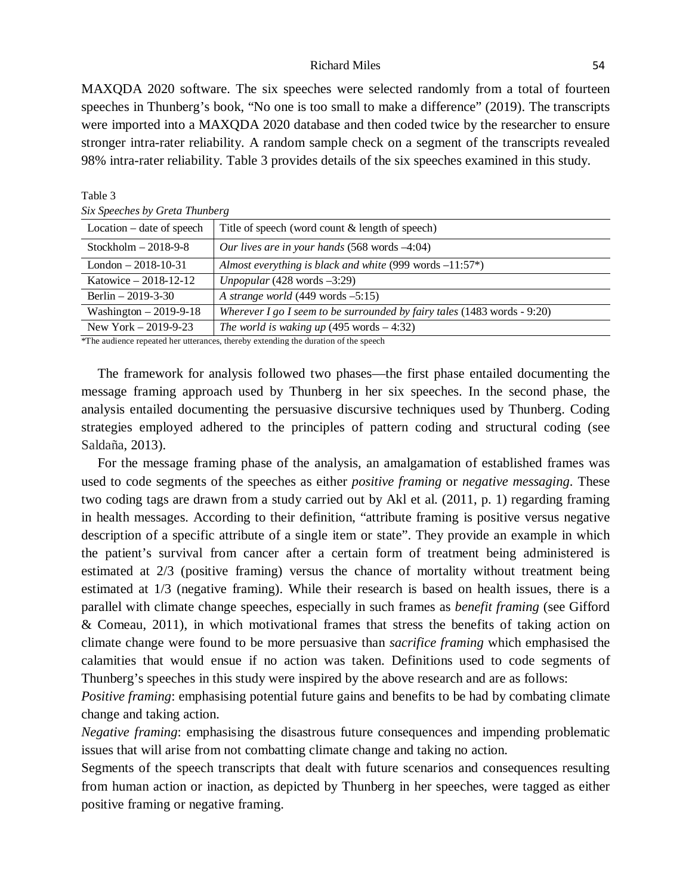MAXQDA 2020 software. The six speeches were selected randomly from a total of fourteen speeches in Thunberg's book, "No one is too small to make a difference" (2019). The transcripts were imported into a MAXQDA 2020 database and then coded twice by the researcher to ensure stronger intra-rater reliability. A random sample check on a segment of the transcripts revealed 98% intra-rater reliability. Table 3 provides details of the six speeches examined in this study.

Table 3
*Six Speeches by Greta Thunberg*

| Location – date of speech | Title of speech (word count & length of speech) |
|---|---|
| Stockholm – 2018-9-8 | *Our lives are in your hands* (568 words –4:04) |
| London – 2018-10-31 | *Almost everything is black and white* (999 words –11:57*) |
| Katowice – 2018-12-12 | *Unpopular* (428 words –3:29) |
| Berlin – 2019-3-30 | *A strange world* (449 words –5:15) |
| Washington – 2019-9-18 | *Wherever I go I seem to be surrounded by fairy tales* (1483 words - 9:20) |
| New York – 2019-9-23 | *The world is waking up* (495 words – 4:32) |

*The audience repeated her utterances, thereby extending the duration of the speech

The framework for analysis followed two phases—the first phase entailed documenting the message framing approach used by Thunberg in her six speeches. In the second phase, the analysis entailed documenting the persuasive discursive techniques used by Thunberg. Coding strategies employed adhered to the principles of pattern coding and structural coding (see Saldaña, 2013).

For the message framing phase of the analysis, an amalgamation of established frames was used to code segments of the speeches as either *positive framing* or *negative messaging*. These two coding tags are drawn from a study carried out by Akl et al. (2011, p. 1) regarding framing in health messages. According to their definition, "attribute framing is positive versus negative description of a specific attribute of a single item or state". They provide an example in which the patient's survival from cancer after a certain form of treatment being administered is estimated at 2/3 (positive framing) versus the chance of mortality without treatment being estimated at 1/3 (negative framing). While their research is based on health issues, there is a parallel with climate change speeches, especially in such frames as *benefit framing* (see Gifford & Comeau, 2011), in which motivational frames that stress the benefits of taking action on climate change were found to be more persuasive than *sacrifice framing* which emphasised the calamities that would ensue if no action was taken. Definitions used to code segments of Thunberg's speeches in this study were inspired by the above research and are as follows:

*Positive framing*: emphasising potential future gains and benefits to be had by combating climate change and taking action.

*Negative framing*: emphasising the disastrous future consequences and impending problematic issues that will arise from not combatting climate change and taking no action.

Segments of the speech transcripts that dealt with future scenarios and consequences resulting from human action or inaction, as depicted by Thunberg in her speeches, were tagged as either positive framing or negative framing.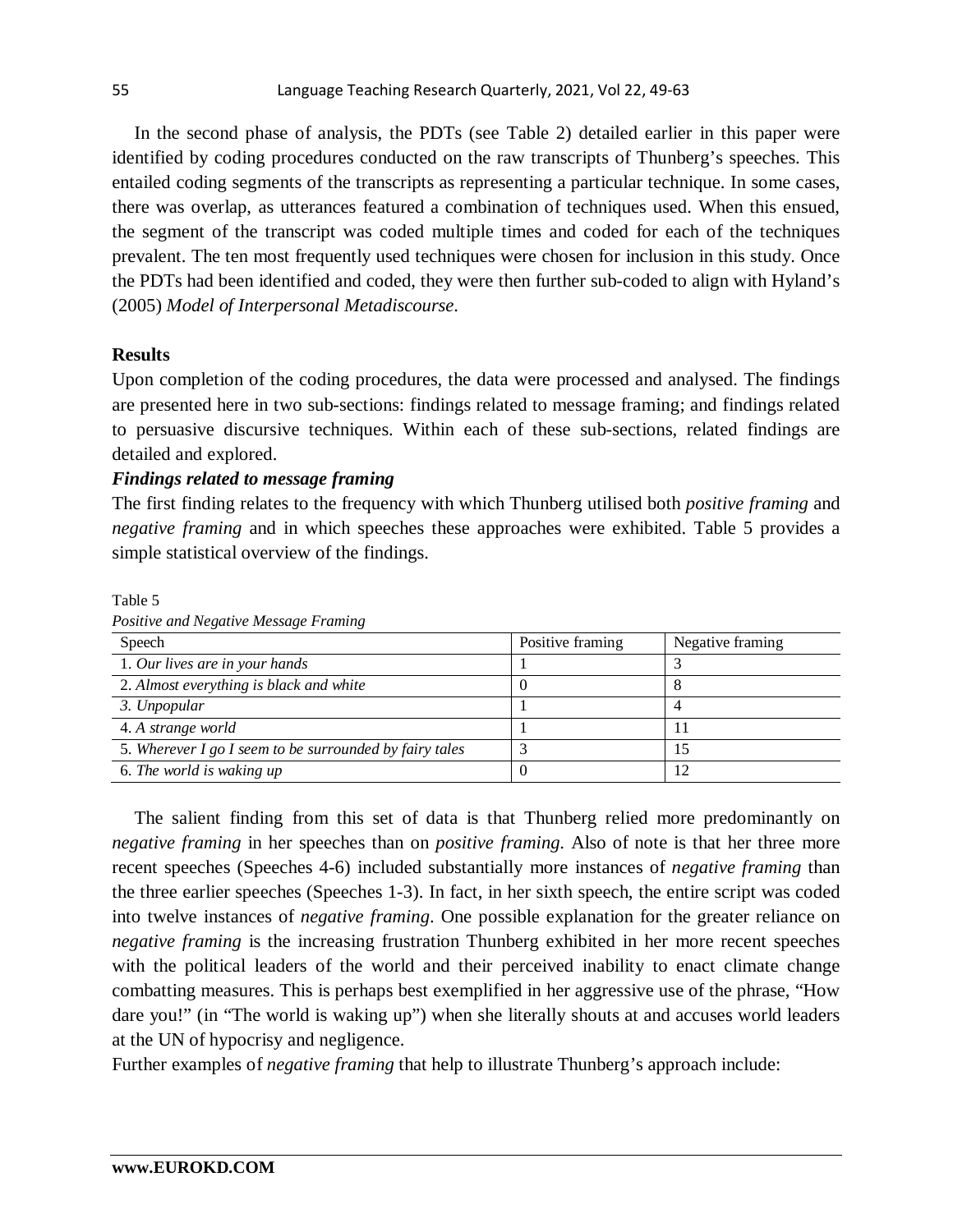In the second phase of analysis, the PDTs (see Table 2) detailed earlier in this paper were identified by coding procedures conducted on the raw transcripts of Thunberg's speeches. This entailed coding segments of the transcripts as representing a particular technique. In some cases, there was overlap, as utterances featured a combination of techniques used. When this ensued, the segment of the transcript was coded multiple times and coded for each of the techniques prevalent. The ten most frequently used techniques were chosen for inclusion in this study. Once the PDTs had been identified and coded, they were then further sub-coded to align with Hyland's (2005) *Model of Interpersonal Metadiscourse*.

## Results

Upon completion of the coding procedures, the data were processed and analysed. The findings are presented here in two sub-sections: findings related to message framing; and findings related to persuasive discursive techniques. Within each of these sub-sections, related findings are detailed and explored.

### *Findings related to message framing*

The first finding relates to the frequency with which Thunberg utilised both *positive framing* and *negative framing* and in which speeches these approaches were exhibited. Table 5 provides a simple statistical overview of the findings.

Table 5

*Positive and Negative Message Framing*

| Speech | Positive framing | Negative framing |
|---|---|---|
| 1. *Our lives are in your hands* | 1 | 3 |
| 2. *Almost everything is black and white* | 0 | 8 |
| *3. Unpopular* | 1 | 4 |
| 4. *A strange world* | 1 | 11 |
| 5. *Wherever I go I seem to be surrounded by fairy tales* | 3 | 15 |
| 6. *The world is waking up* | 0 | 12 |

The salient finding from this set of data is that Thunberg relied more predominantly on *negative framing* in her speeches than on *positive framing.* Also of note is that her three more recent speeches (Speeches 4-6) included substantially more instances of *negative framing* than the three earlier speeches (Speeches 1-3). In fact, in her sixth speech, the entire script was coded into twelve instances of *negative framing*. One possible explanation for the greater reliance on *negative framing* is the increasing frustration Thunberg exhibited in her more recent speeches with the political leaders of the world and their perceived inability to enact climate change combatting measures. This is perhaps best exemplified in her aggressive use of the phrase, "How dare you!" (in "The world is waking up") when she literally shouts at and accuses world leaders at the UN of hypocrisy and negligence.

Further examples of *negative framing* that help to illustrate Thunberg's approach include: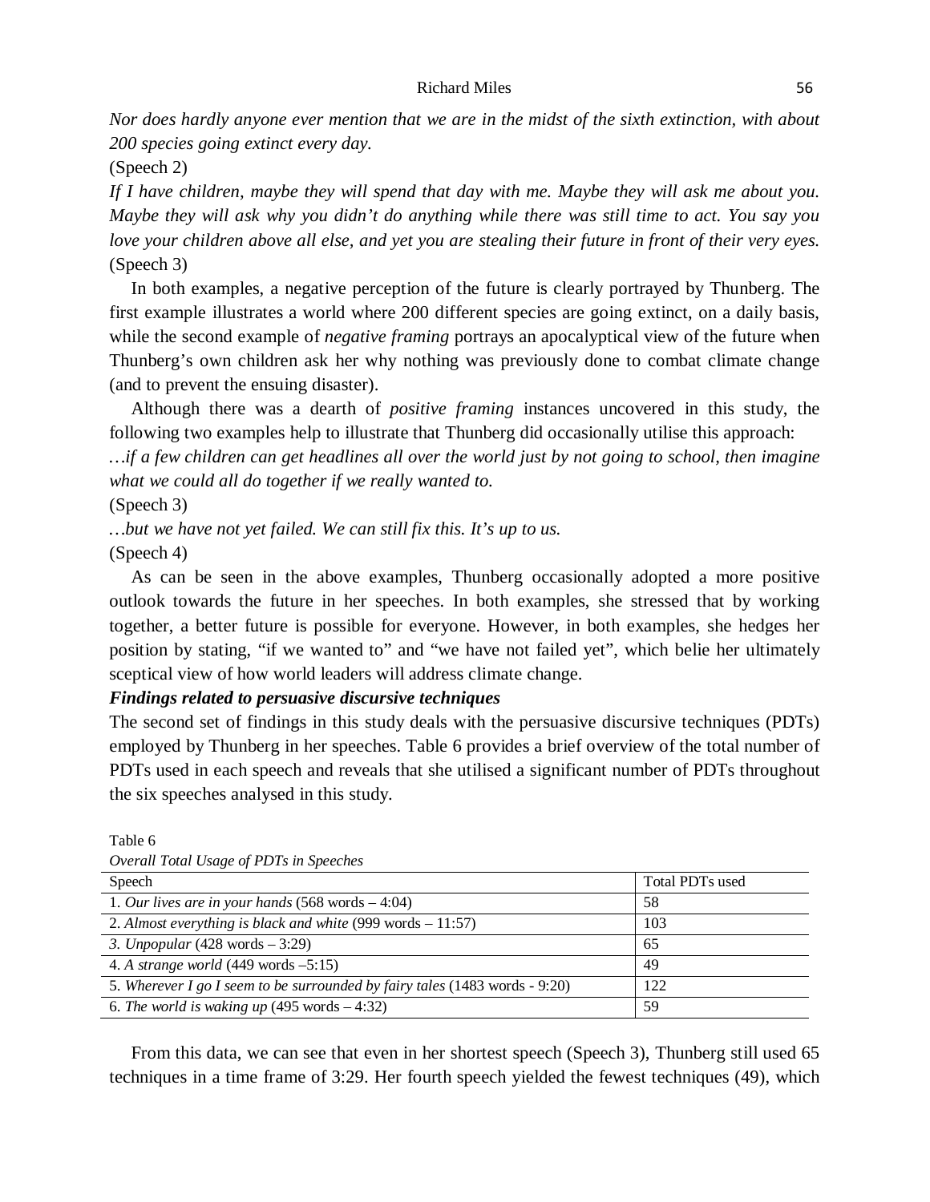*Nor does hardly anyone ever mention that we are in the midst of the sixth extinction, with about 200 species going extinct every day.*

(Speech 2)

*If I have children, maybe they will spend that day with me. Maybe they will ask me about you. Maybe they will ask why you didn't do anything while there was still time to act. You say you love your children above all else, and yet you are stealing their future in front of their very eyes.*

(Speech 3)

In both examples, a negative perception of the future is clearly portrayed by Thunberg. The first example illustrates a world where 200 different species are going extinct, on a daily basis, while the second example of *negative framing* portrays an apocalyptical view of the future when Thunberg's own children ask her why nothing was previously done to combat climate change (and to prevent the ensuing disaster).

Although there was a dearth of *positive framing* instances uncovered in this study, the following two examples help to illustrate that Thunberg did occasionally utilise this approach:

*…if a few children can get headlines all over the world just by not going to school, then imagine what we could all do together if we really wanted to.*

(Speech 3)

*…but we have not yet failed. We can still fix this. It's up to us.*

(Speech 4)

As can be seen in the above examples, Thunberg occasionally adopted a more positive outlook towards the future in her speeches. In both examples, she stressed that by working together, a better future is possible for everyone. However, in both examples, she hedges her position by stating, "if we wanted to" and "we have not failed yet", which belie her ultimately sceptical view of how world leaders will address climate change.

### *Findings related to persuasive discursive techniques*

The second set of findings in this study deals with the persuasive discursive techniques (PDTs) employed by Thunberg in her speeches. Table 6 provides a brief overview of the total number of PDTs used in each speech and reveals that she utilised a significant number of PDTs throughout the six speeches analysed in this study.

Table 6

*Overall Total Usage of PDTs in Speeches*

| Speech | Total PDTs used |
|---|---|
| 1. *Our lives are in your hands* (568 words – 4:04) | 58 |
| 2. *Almost everything is black and white* (999 words – 11:57) | 103 |
| *3. Unpopular* (428 words – 3:29) | 65 |
| 4. *A strange world* (449 words –5:15) | 49 |
| 5. *Wherever I go I seem to be surrounded by fairy tales* (1483 words - 9:20) | 122 |
| 6. *The world is waking up* (495 words – 4:32) | 59 |

From this data, we can see that even in her shortest speech (Speech 3), Thunberg still used 65 techniques in a time frame of 3:29. Her fourth speech yielded the fewest techniques (49), which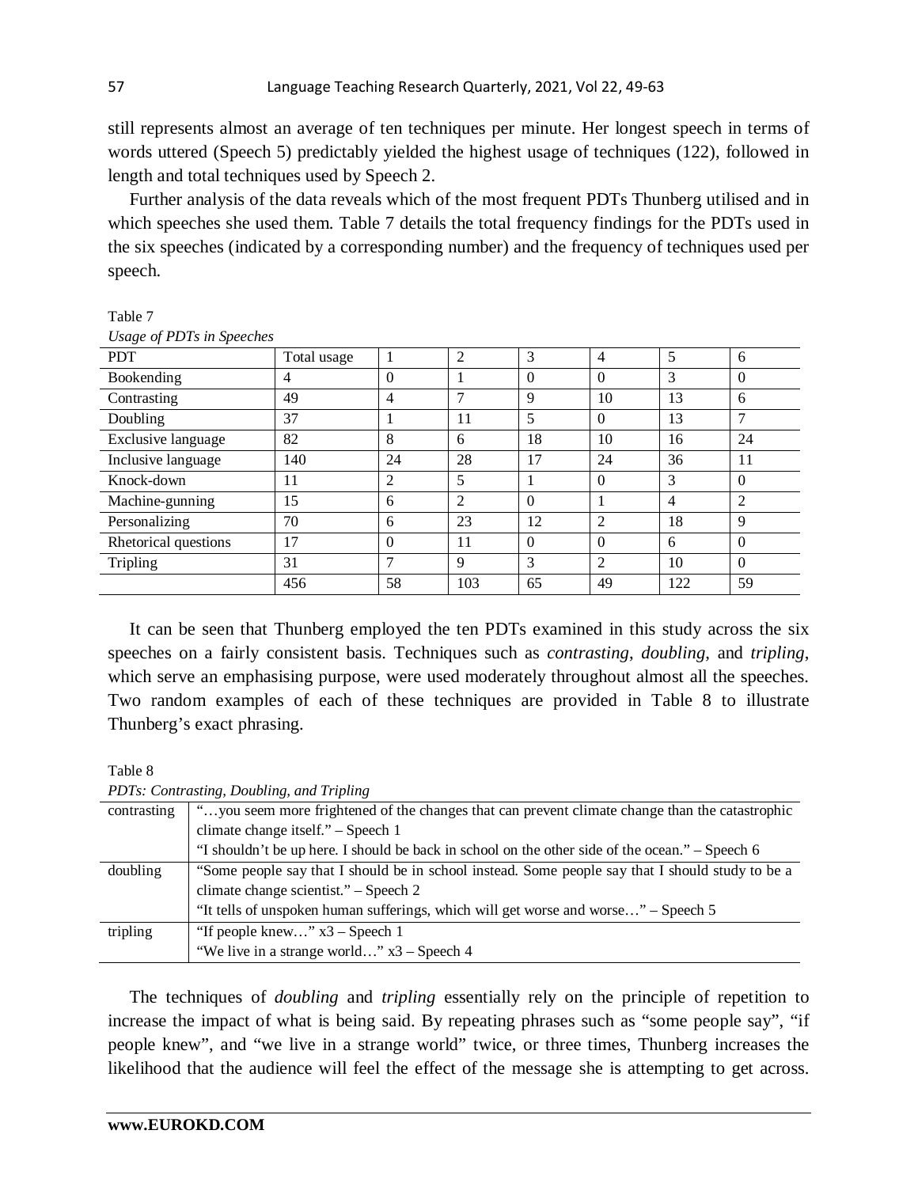still represents almost an average of ten techniques per minute. Her longest speech in terms of words uttered (Speech 5) predictably yielded the highest usage of techniques (122), followed in length and total techniques used by Speech 2.

Further analysis of the data reveals which of the most frequent PDTs Thunberg utilised and in which speeches she used them. Table 7 details the total frequency findings for the PDTs used in the six speeches (indicated by a corresponding number) and the frequency of techniques used per speech.

Table 7

*Usage of PDTs in Speeches*

| PDT | Total usage | 1 | 2 | 3 | 4 | 5 | 6 |
|---|---|---|---|---|---|---|---|
| Bookending | 4 | 0 | 1 | 0 | 0 | 3 | 0 |
| Contrasting | 49 | 4 | 7 | 9 | 10 | 13 | 6 |
| Doubling | 37 | 1 | 11 | 5 | 0 | 13 | 7 |
| Exclusive language | 82 | 8 | 6 | 18 | 10 | 16 | 24 |
| Inclusive language | 140 | 24 | 28 | 17 | 24 | 36 | 11 |
| Knock-down | 11 | 2 | 5 | 1 | 0 | 3 | 0 |
| Machine-gunning | 15 | 6 | 2 | 0 | 1 | 4 | 2 |
| Personalizing | 70 | 6 | 23 | 12 | 2 | 18 | 9 |
| Rhetorical questions | 17 | 0 | 11 | 0 | 0 | 6 | 0 |
| Tripling | 31 | 7 | 9 | 3 | 2 | 10 | 0 |
| | 456 | 58 | 103 | 65 | 49 | 122 | 59 |

It can be seen that Thunberg employed the ten PDTs examined in this study across the six speeches on a fairly consistent basis. Techniques such as *contrasting*, *doubling*, and *tripling*, which serve an emphasising purpose, were used moderately throughout almost all the speeches. Two random examples of each of these techniques are provided in Table 8 to illustrate Thunberg's exact phrasing.

Table 8

*PDTs: Contrasting, Doubling, and Tripling*

| | |
|---|---|
| contrasting | "…you seem more frightened of the changes that can prevent climate change than the catastrophic climate change itself." – Speech 1<br>"I shouldn't be up here. I should be back in school on the other side of the ocean." – Speech 6 |
| doubling | "Some people say that I should be in school instead. Some people say that I should study to be a climate change scientist." – Speech 2<br>"It tells of unspoken human sufferings, which will get worse and worse…" – Speech 5 |
| tripling | "If people knew…" x3 – Speech 1<br>"We live in a strange world…" x3 – Speech 4 |

The techniques of *doubling* and *tripling* essentially rely on the principle of repetition to increase the impact of what is being said. By repeating phrases such as "some people say", "if people knew", and "we live in a strange world" twice, or three times, Thunberg increases the likelihood that the audience will feel the effect of the message she is attempting to get across.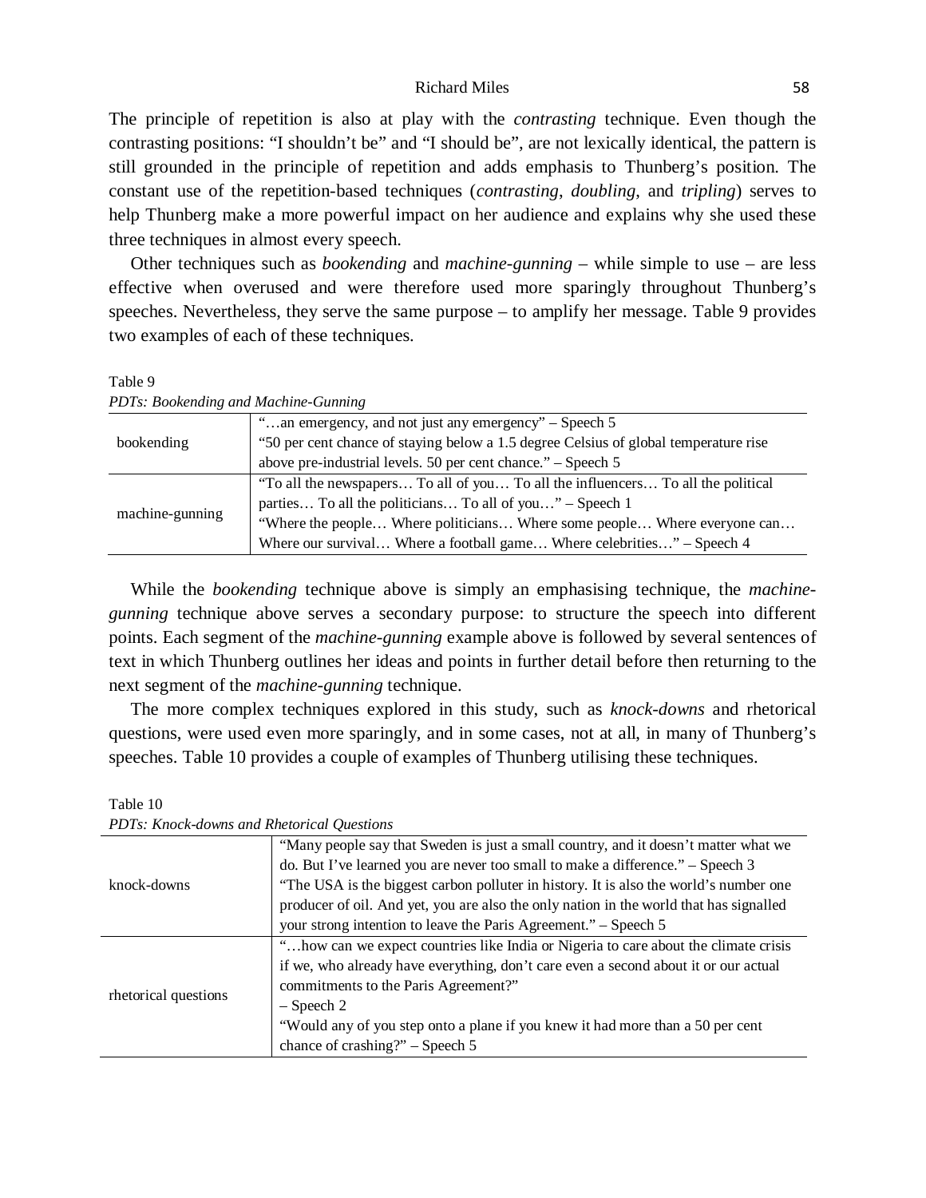The principle of repetition is also at play with the *contrasting* technique. Even though the contrasting positions: "I shouldn't be" and "I should be", are not lexically identical, the pattern is still grounded in the principle of repetition and adds emphasis to Thunberg's position. The constant use of the repetition-based techniques (*contrasting*, *doubling*, and *tripling*) serves to help Thunberg make a more powerful impact on her audience and explains why she used these three techniques in almost every speech.

Other techniques such as *bookending* and *machine-gunning* – while simple to use – are less effective when overused and were therefore used more sparingly throughout Thunberg's speeches. Nevertheless, they serve the same purpose – to amplify her message. Table 9 provides two examples of each of these techniques.

Table 9
*PDTs: Bookending and Machine-Gunning*

| | |
|---|---|
| bookending | "…an emergency, and not just any emergency" – Speech 5<br>"50 per cent chance of staying below a 1.5 degree Celsius of global temperature rise above pre-industrial levels. 50 per cent chance." – Speech 5 |
| machine-gunning | "To all the newspapers… To all of you… To all the influencers… To all the political parties… To all the politicians… To all of you…" – Speech 1<br>"Where the people… Where politicians… Where some people… Where everyone can… Where our survival… Where a football game… Where celebrities…" – Speech 4 |

While the *bookending* technique above is simply an emphasising technique, the *machine-gunning* technique above serves a secondary purpose: to structure the speech into different points. Each segment of the *machine-gunning* example above is followed by several sentences of text in which Thunberg outlines her ideas and points in further detail before then returning to the next segment of the *machine-gunning* technique.

The more complex techniques explored in this study, such as *knock-downs* and rhetorical questions, were used even more sparingly, and in some cases, not at all, in many of Thunberg's speeches. Table 10 provides a couple of examples of Thunberg utilising these techniques.

Table 10
*PDTs: Knock-downs and Rhetorical Questions*

| | |
|---|---|
| knock-downs | "Many people say that Sweden is just a small country, and it doesn't matter what we do. But I've learned you are never too small to make a difference." – Speech 3<br>"The USA is the biggest carbon polluter in history. It is also the world's number one producer of oil. And yet, you are also the only nation in the world that has signalled your strong intention to leave the Paris Agreement." – Speech 5 |
| rhetorical questions | "…how can we expect countries like India or Nigeria to care about the climate crisis if we, who already have everything, don't care even a second about it or our actual commitments to the Paris Agreement?"<br>– Speech 2<br>"Would any of you step onto a plane if you knew it had more than a 50 per cent chance of crashing?" – Speech 5 |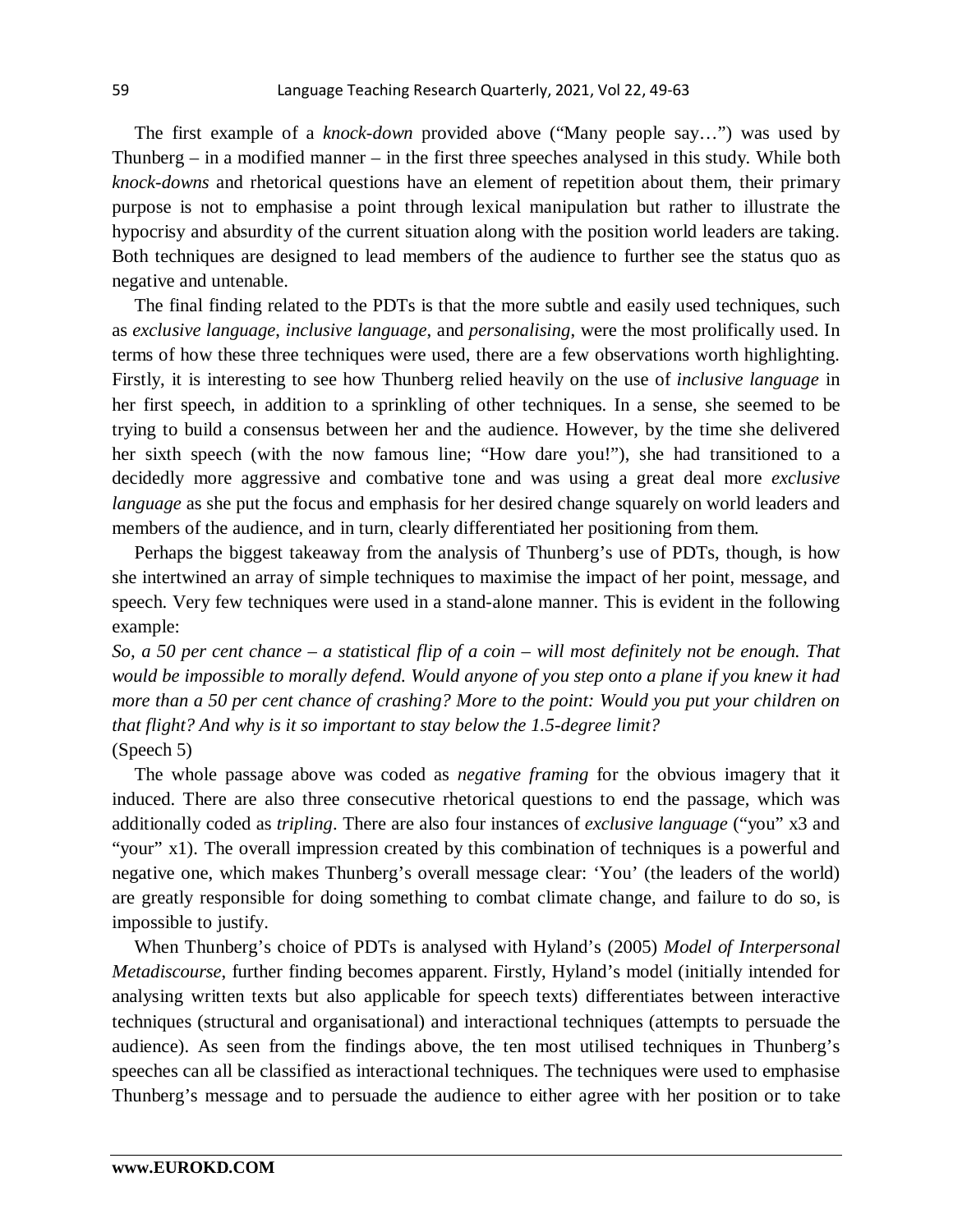The first example of a *knock-down* provided above ("Many people say…") was used by Thunberg – in a modified manner – in the first three speeches analysed in this study. While both *knock-downs* and rhetorical questions have an element of repetition about them, their primary purpose is not to emphasise a point through lexical manipulation but rather to illustrate the hypocrisy and absurdity of the current situation along with the position world leaders are taking. Both techniques are designed to lead members of the audience to further see the status quo as negative and untenable.

The final finding related to the PDTs is that the more subtle and easily used techniques, such as *exclusive language*, *inclusive language*, and *personalising*, were the most prolifically used. In terms of how these three techniques were used, there are a few observations worth highlighting. Firstly, it is interesting to see how Thunberg relied heavily on the use of *inclusive language* in her first speech, in addition to a sprinkling of other techniques. In a sense, she seemed to be trying to build a consensus between her and the audience. However, by the time she delivered her sixth speech (with the now famous line; "How dare you!"), she had transitioned to a decidedly more aggressive and combative tone and was using a great deal more *exclusive language* as she put the focus and emphasis for her desired change squarely on world leaders and members of the audience, and in turn, clearly differentiated her positioning from them.

Perhaps the biggest takeaway from the analysis of Thunberg's use of PDTs, though, is how she intertwined an array of simple techniques to maximise the impact of her point, message, and speech. Very few techniques were used in a stand-alone manner. This is evident in the following example:

*So, a 50 per cent chance – a statistical flip of a coin – will most definitely not be enough. That would be impossible to morally defend. Would anyone of you step onto a plane if you knew it had more than a 50 per cent chance of crashing? More to the point: Would you put your children on that flight? And why is it so important to stay below the 1.5-degree limit?*
(Speech 5)

The whole passage above was coded as *negative framing* for the obvious imagery that it induced. There are also three consecutive rhetorical questions to end the passage, which was additionally coded as *tripling*. There are also four instances of *exclusive language* ("you" x3 and "your" x1). The overall impression created by this combination of techniques is a powerful and negative one, which makes Thunberg's overall message clear: 'You' (the leaders of the world) are greatly responsible for doing something to combat climate change, and failure to do so, is impossible to justify.

When Thunberg's choice of PDTs is analysed with Hyland's (2005) *Model of Interpersonal Metadiscourse*, further finding becomes apparent. Firstly, Hyland's model (initially intended for analysing written texts but also applicable for speech texts) differentiates between interactive techniques (structural and organisational) and interactional techniques (attempts to persuade the audience). As seen from the findings above, the ten most utilised techniques in Thunberg's speeches can all be classified as interactional techniques. The techniques were used to emphasise Thunberg's message and to persuade the audience to either agree with her position or to take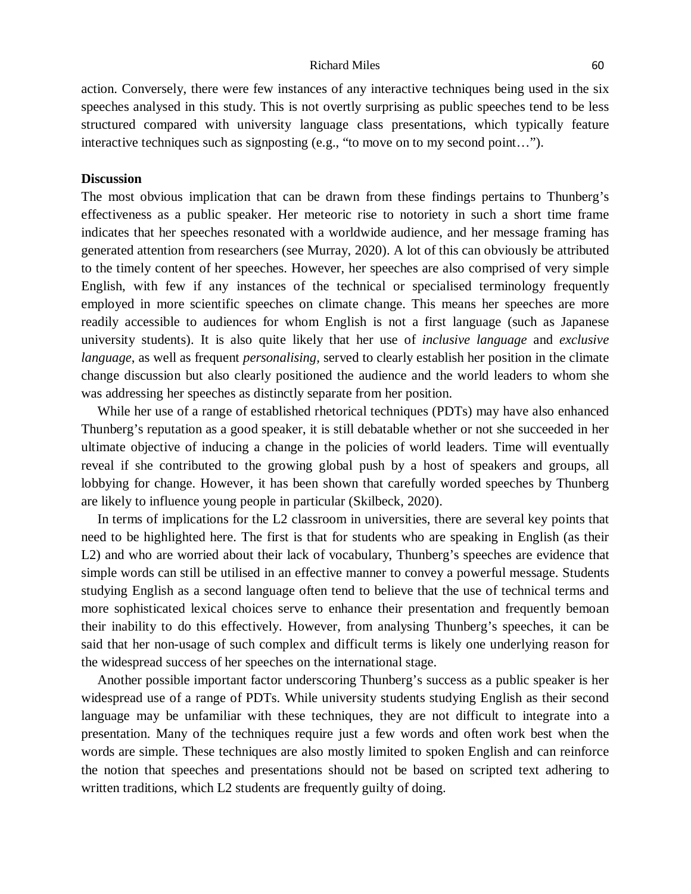action. Conversely, there were few instances of any interactive techniques being used in the six speeches analysed in this study. This is not overtly surprising as public speeches tend to be less structured compared with university language class presentations, which typically feature interactive techniques such as signposting (e.g., "to move on to my second point…").

## Discussion

The most obvious implication that can be drawn from these findings pertains to Thunberg's effectiveness as a public speaker. Her meteoric rise to notoriety in such a short time frame indicates that her speeches resonated with a worldwide audience, and her message framing has generated attention from researchers (see Murray, 2020). A lot of this can obviously be attributed to the timely content of her speeches. However, her speeches are also comprised of very simple English, with few if any instances of the technical or specialised terminology frequently employed in more scientific speeches on climate change. This means her speeches are more readily accessible to audiences for whom English is not a first language (such as Japanese university students). It is also quite likely that her use of *inclusive language* and *exclusive language*, as well as frequent *personalising,* served to clearly establish her position in the climate change discussion but also clearly positioned the audience and the world leaders to whom she was addressing her speeches as distinctly separate from her position.

While her use of a range of established rhetorical techniques (PDTs) may have also enhanced Thunberg's reputation as a good speaker, it is still debatable whether or not she succeeded in her ultimate objective of inducing a change in the policies of world leaders. Time will eventually reveal if she contributed to the growing global push by a host of speakers and groups, all lobbying for change. However, it has been shown that carefully worded speeches by Thunberg are likely to influence young people in particular (Skilbeck, 2020).

In terms of implications for the L2 classroom in universities, there are several key points that need to be highlighted here. The first is that for students who are speaking in English (as their L2) and who are worried about their lack of vocabulary, Thunberg's speeches are evidence that simple words can still be utilised in an effective manner to convey a powerful message. Students studying English as a second language often tend to believe that the use of technical terms and more sophisticated lexical choices serve to enhance their presentation and frequently bemoan their inability to do this effectively. However, from analysing Thunberg's speeches, it can be said that her non-usage of such complex and difficult terms is likely one underlying reason for the widespread success of her speeches on the international stage.

Another possible important factor underscoring Thunberg's success as a public speaker is her widespread use of a range of PDTs. While university students studying English as their second language may be unfamiliar with these techniques, they are not difficult to integrate into a presentation. Many of the techniques require just a few words and often work best when the words are simple. These techniques are also mostly limited to spoken English and can reinforce the notion that speeches and presentations should not be based on scripted text adhering to written traditions, which L2 students are frequently guilty of doing.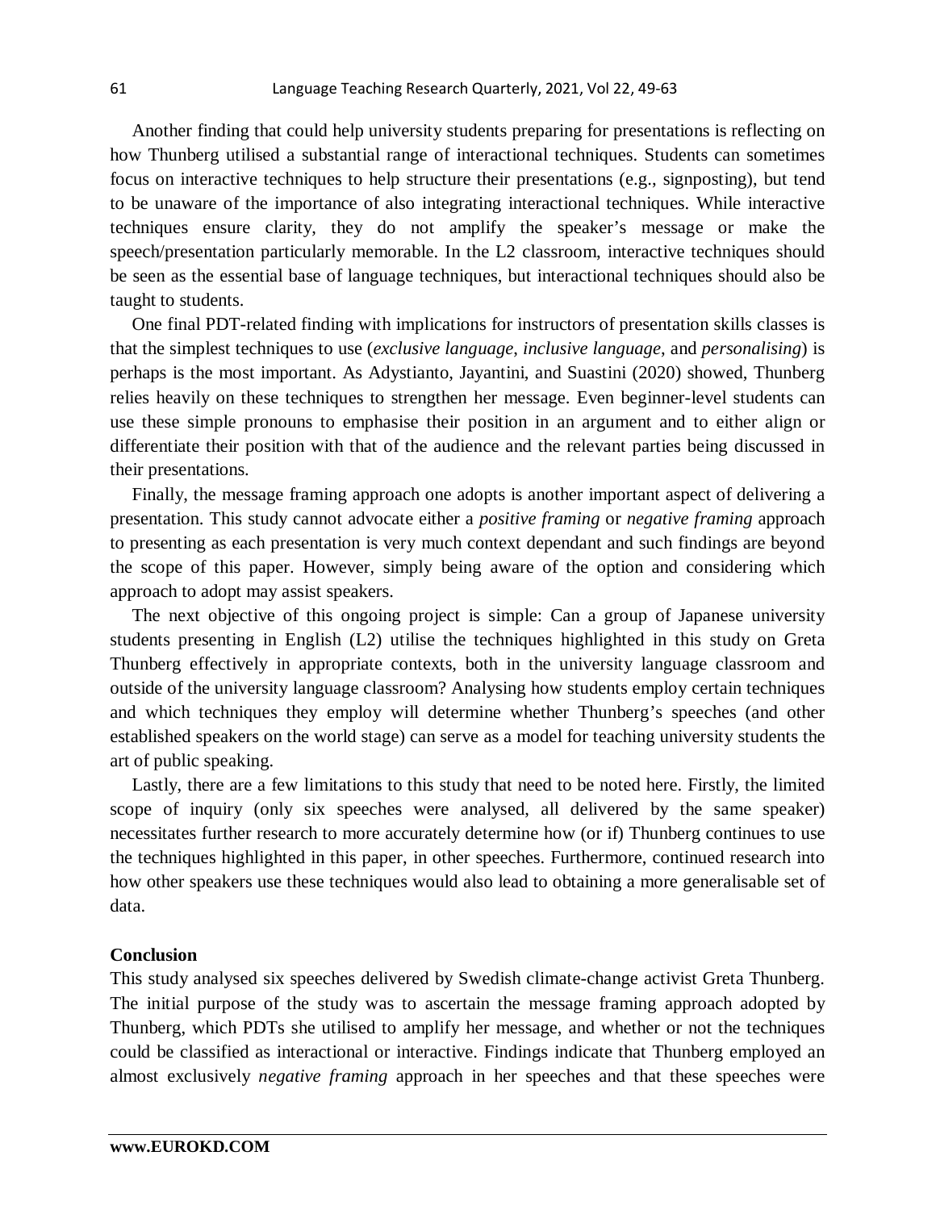Another finding that could help university students preparing for presentations is reflecting on how Thunberg utilised a substantial range of interactional techniques. Students can sometimes focus on interactive techniques to help structure their presentations (e.g., signposting), but tend to be unaware of the importance of also integrating interactional techniques. While interactive techniques ensure clarity, they do not amplify the speaker's message or make the speech/presentation particularly memorable. In the L2 classroom, interactive techniques should be seen as the essential base of language techniques, but interactional techniques should also be taught to students.

One final PDT-related finding with implications for instructors of presentation skills classes is that the simplest techniques to use (*exclusive language*, *inclusive language*, and *personalising*) is perhaps is the most important. As Adystianto, Jayantini, and Suastini (2020) showed, Thunberg relies heavily on these techniques to strengthen her message. Even beginner-level students can use these simple pronouns to emphasise their position in an argument and to either align or differentiate their position with that of the audience and the relevant parties being discussed in their presentations.

Finally, the message framing approach one adopts is another important aspect of delivering a presentation. This study cannot advocate either a *positive framing* or *negative framing* approach to presenting as each presentation is very much context dependant and such findings are beyond the scope of this paper. However, simply being aware of the option and considering which approach to adopt may assist speakers.

The next objective of this ongoing project is simple: Can a group of Japanese university students presenting in English (L2) utilise the techniques highlighted in this study on Greta Thunberg effectively in appropriate contexts, both in the university language classroom and outside of the university language classroom? Analysing how students employ certain techniques and which techniques they employ will determine whether Thunberg's speeches (and other established speakers on the world stage) can serve as a model for teaching university students the art of public speaking.

Lastly, there are a few limitations to this study that need to be noted here. Firstly, the limited scope of inquiry (only six speeches were analysed, all delivered by the same speaker) necessitates further research to more accurately determine how (or if) Thunberg continues to use the techniques highlighted in this paper, in other speeches. Furthermore, continued research into how other speakers use these techniques would also lead to obtaining a more generalisable set of data.

## Conclusion

This study analysed six speeches delivered by Swedish climate-change activist Greta Thunberg. The initial purpose of the study was to ascertain the message framing approach adopted by Thunberg, which PDTs she utilised to amplify her message, and whether or not the techniques could be classified as interactional or interactive. Findings indicate that Thunberg employed an almost exclusively *negative framing* approach in her speeches and that these speeches were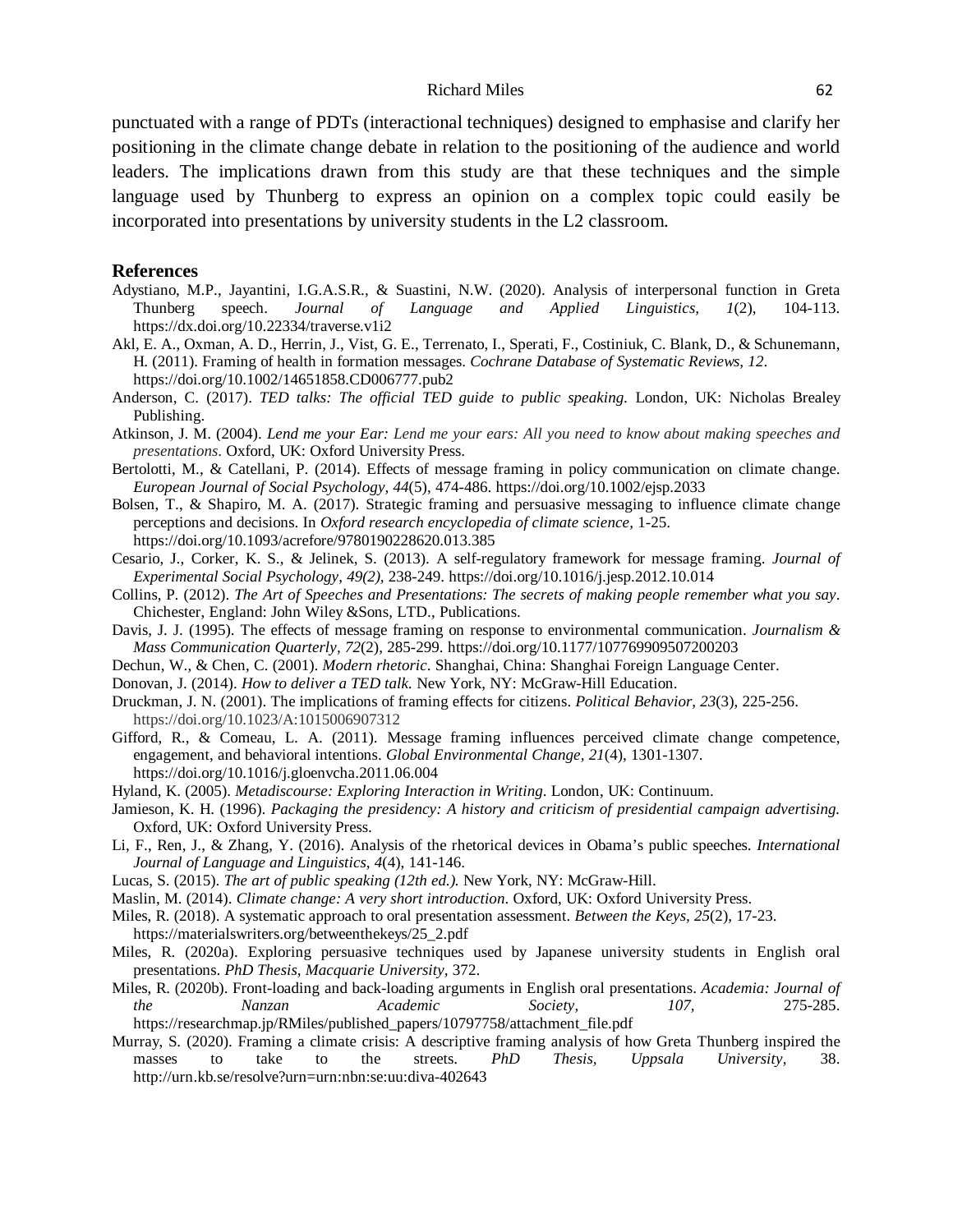punctuated with a range of PDTs (interactional techniques) designed to emphasise and clarify her positioning in the climate change debate in relation to the positioning of the audience and world leaders. The implications drawn from this study are that these techniques and the simple language used by Thunberg to express an opinion on a complex topic could easily be incorporated into presentations by university students in the L2 classroom.

## References

Adystiano, M.P., Jayantini, I.G.A.S.R., & Suastini, N.W. (2020). Analysis of interpersonal function in Greta Thunberg speech. *Journal of Language and Applied Linguistics, 1*(2), 104-113. https://dx.doi.org/10.22334/traverse.v1i2

Akl, E. A., Oxman, A. D., Herrin, J., Vist, G. E., Terrenato, I., Sperati, F., Costiniuk, C. Blank, D., & Schunemann, H. (2011). Framing of health in formation messages. *Cochrane Database of Systematic Reviews, 12*. https://doi.org/10.1002/14651858.CD006777.pub2

Anderson, C. (2017). *TED talks: The official TED guide to public speaking.* London, UK: Nicholas Brealey Publishing.

Atkinson, J. M. (2004). *Lend me your Ear: Lend me your ears: All you need to know about making speeches and presentations.* Oxford, UK: Oxford University Press.

Bertolotti, M., & Catellani, P. (2014). Effects of message framing in policy communication on climate change. *European Journal of Social Psychology, 44*(5), 474-486. https://doi.org/10.1002/ejsp.2033

Bolsen, T., & Shapiro, M. A. (2017). Strategic framing and persuasive messaging to influence climate change perceptions and decisions. In *Oxford research encyclopedia of climate science*, 1-25. https://doi.org/10.1093/acrefore/9780190228620.013.385

Cesario, J., Corker, K. S., & Jelinek, S. (2013). A self-regulatory framework for message framing. *Journal of Experimental Social Psychology, 49(2),* 238-249. https://doi.org/10.1016/j.jesp.2012.10.014

Collins, P. (2012). *The Art of Speeches and Presentations: The secrets of making people remember what you say*. Chichester, England: John Wiley &Sons, LTD., Publications.

Davis, J. J. (1995). The effects of message framing on response to environmental communication. *Journalism & Mass Communication Quarterly, 72*(2), 285-299. https://doi.org/10.1177/107769909507200203

Dechun, W., & Chen, C. (2001). *Modern rhetoric*. Shanghai, China: Shanghai Foreign Language Center.

Donovan, J. (2014). *How to deliver a TED talk*. New York, NY: McGraw-Hill Education.

Druckman, J. N. (2001). The implications of framing effects for citizens. *Political Behavior, 23*(3), 225-256. https://doi.org/10.1023/A:1015006907312

Gifford, R., & Comeau, L. A. (2011). Message framing influences perceived climate change competence, engagement, and behavioral intentions. *Global Environmental Change, 21*(4), 1301-1307. https://doi.org/10.1016/j.gloenvcha.2011.06.004

Hyland, K. (2005). *Metadiscourse: Exploring Interaction in Writing*. London, UK: Continuum.

Jamieson, K. H. (1996). *Packaging the presidency: A history and criticism of presidential campaign advertising.* Oxford, UK: Oxford University Press.

Li, F., Ren, J., & Zhang, Y. (2016). Analysis of the rhetorical devices in Obama's public speeches. *International Journal of Language and Linguistics, 4*(4), 141-146.

Lucas, S. (2015). *The art of public speaking (12th ed.).* New York, NY: McGraw-Hill.

Maslin, M. (2014). *Climate change: A very short introduction*. Oxford, UK: Oxford University Press.

Miles, R. (2018). A systematic approach to oral presentation assessment. *Between the Keys, 25*(2), 17-23. https://materialswriters.org/betweenthekeys/25_2.pdf

Miles, R. (2020a). Exploring persuasive techniques used by Japanese university students in English oral presentations. *PhD Thesis, Macquarie University*, 372.

Miles, R. (2020b). Front-loading and back-loading arguments in English oral presentations. *Academia: Journal of the Nanzan Academic Society, 107*, 275-285. https://researchmap.jp/RMiles/published_papers/10797758/attachment_file.pdf

Murray, S. (2020). Framing a climate crisis: A descriptive framing analysis of how Greta Thunberg inspired the masses to take to the streets. *PhD Thesis, Uppsala University*, 38. http://urn.kb.se/resolve?urn=urn:nbn:se:uu:diva-402643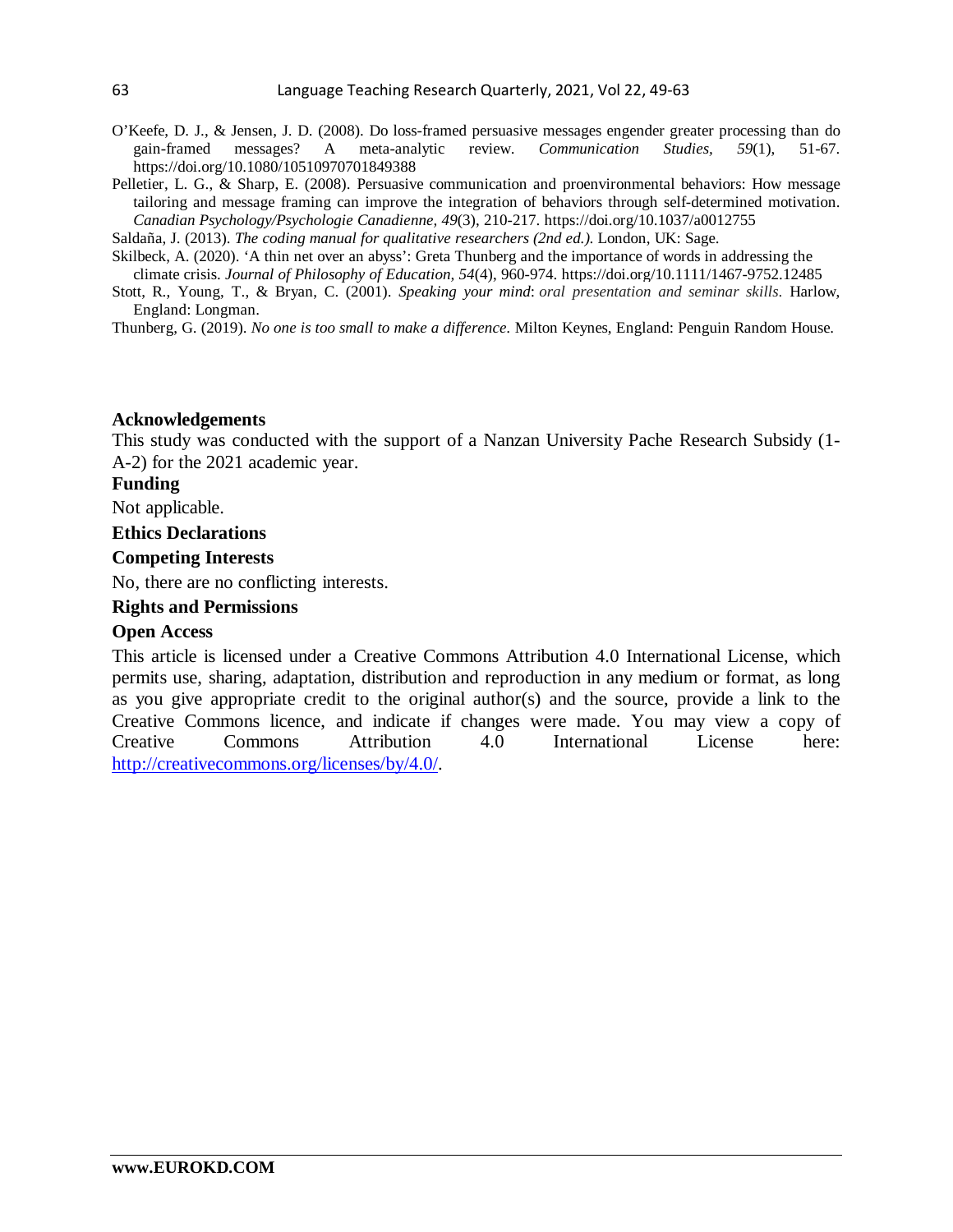O'Keefe, D. J., & Jensen, J. D. (2008). Do loss-framed persuasive messages engender greater processing than do gain-framed messages? A meta-analytic review. *Communication Studies, 59*(1), 51-67. https://doi.org/10.1080/10510970701849388

Pelletier, L. G., & Sharp, E. (2008). Persuasive communication and proenvironmental behaviors: How message tailoring and message framing can improve the integration of behaviors through self-determined motivation. *Canadian Psychology/Psychologie Canadienne, 49*(3), 210-217. https://doi.org/10.1037/a0012755

Saldaña, J. (2013). *The coding manual for qualitative researchers (2nd ed.).* London, UK: Sage.

Skilbeck, A. (2020). 'A thin net over an abyss': Greta Thunberg and the importance of words in addressing the climate crisis. *Journal of Philosophy of Education, 54*(4), 960-974. https://doi.org/10.1111/1467-9752.12485

Stott, R., Young, T., & Bryan, C. (2001). *Speaking your mind: oral presentation and seminar skills.* Harlow, England: Longman.

Thunberg, G. (2019). *No one is too small to make a difference.* Milton Keynes, England: Penguin Random House.

**Acknowledgements**

This study was conducted with the support of a Nanzan University Pache Research Subsidy (1-A-2) for the 2021 academic year.

**Funding**

Not applicable.

**Ethics Declarations**

**Competing Interests**

No, there are no conflicting interests.

**Rights and Permissions**

**Open Access**

This article is licensed under a Creative Commons Attribution 4.0 International License, which permits use, sharing, adaptation, distribution and reproduction in any medium or format, as long as you give appropriate credit to the original author(s) and the source, provide a link to the Creative Commons licence, and indicate if changes were made. You may view a copy of Creative Commons Attribution 4.0 International License here: http://creativecommons.org/licenses/by/4.0/.